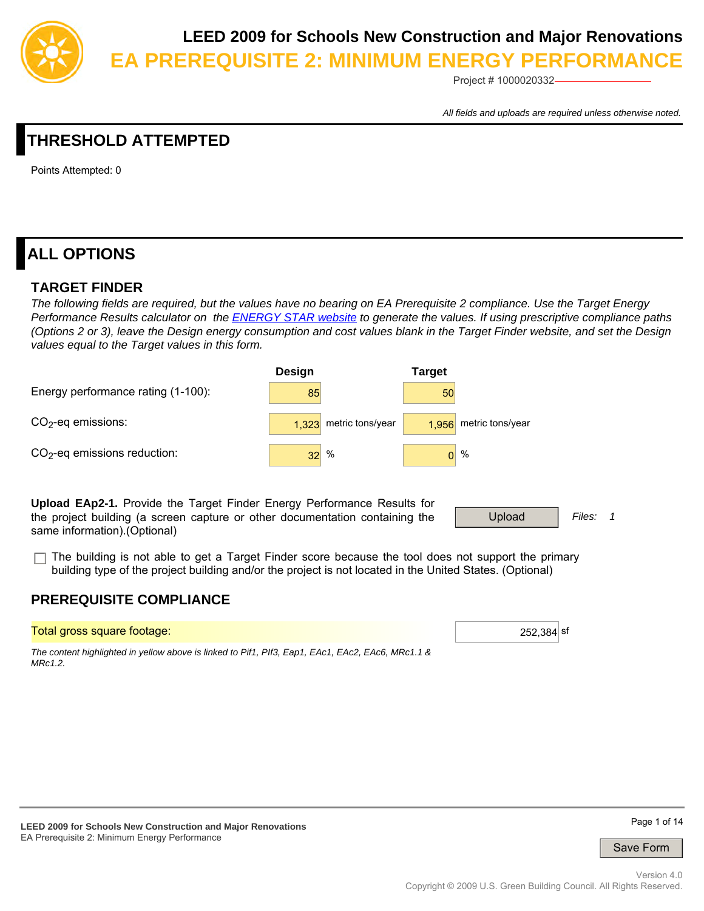# LEED 2009 for Schools New Construction and Major Renovations

## EA PREREQUISITE 2: MINIMUM ENERGY PERFORMANCE

Project # 1000020332

*All fields and uploads are required unless otherwise noted.*

## THRESHOLD ATTEMPTED

Points Attempted: 0

## ALL OPTIONS

### TARGET FINDER

*The following fields are required, but the values have no bearing on EA Prerequisite 2 compliance. Use the Target Energy Performance Results calculator on the ENERGY STAR website to generate the values. If using prescriptive compliance paths (Options 2 or 3), leave the Design energy consumption and cost values blank in the Target Finder website, and set the Design values equal to the Target values in this form.*

| | Design | Target |
|---|---|---|
| Energy performance rating (1-100): | 85 | 50 |
| $CO_2$-eq emissions: | 1,323 metric tons/year | 1,956 metric tons/year |
| $CO_2$-eq emissions reduction: | 32 % | 0 % |

**Upload EAp2-1.** Provide the Target Finder Energy Performance Results for the project building (a screen capture or other documentation containing the same information).(Optional)

Upload — *Files:* 1

☐ The building is not able to get a Target Finder score because the tool does not support the primary building type of the project building and/or the project is not located in the United States. (Optional)

### PREREQUISITE COMPLIANCE

Total gross square footage: 252,384 sf

*The content highlighted in yellow above is linked to Pif1, PIf3, Eap1, EAc1, EAc2, EAc6, MRc1.1 & MRc1.2.*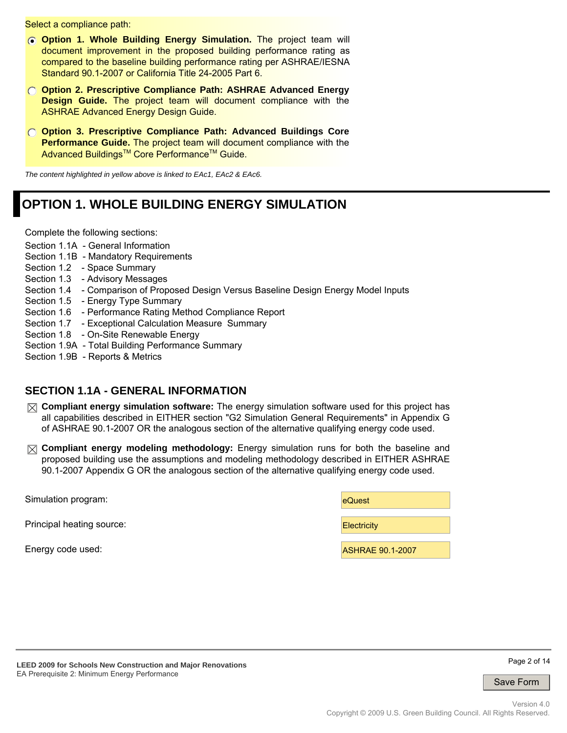Select a compliance path:

- (●) **Option 1. Whole Building Energy Simulation.** The project team will document improvement in the proposed building performance rating as compared to the baseline building performance rating per ASHRAE/IESNA Standard 90.1-2007 or California Title 24-2005 Part 6.
- ( ) **Option 2. Prescriptive Compliance Path: ASHRAE Advanced Energy Design Guide.** The project team will document compliance with the ASHRAE Advanced Energy Design Guide.
- ( ) **Option 3. Prescriptive Compliance Path: Advanced Buildings Core Performance Guide.** The project team will document compliance with the Advanced Buildings™ Core Performance™ Guide.

*The content highlighted in yellow above is linked to EAc1, EAc2 & EAc6.*

# OPTION 1. WHOLE BUILDING ENERGY SIMULATION

Complete the following sections:

Section 1.1A - General Information
Section 1.1B - Mandatory Requirements
Section 1.2 - Space Summary
Section 1.3 - Advisory Messages
Section 1.4 - Comparison of Proposed Design Versus Baseline Design Energy Model Inputs
Section 1.5 - Energy Type Summary
Section 1.6 - Performance Rating Method Compliance Report
Section 1.7 - Exceptional Calculation Measure Summary
Section 1.8 - On-Site Renewable Energy
Section 1.9A - Total Building Performance Summary
Section 1.9B - Reports & Metrics

## SECTION 1.1A - GENERAL INFORMATION

- [x] **Compliant energy simulation software:** The energy simulation software used for this project has all capabilities described in EITHER section "G2 Simulation General Requirements" in Appendix G of ASHRAE 90.1-2007 OR the analogous section of the alternative qualifying energy code used.
- [x] **Compliant energy modeling methodology:** Energy simulation runs for both the baseline and proposed building use the assumptions and modeling methodology described in EITHER ASHRAE 90.1-2007 Appendix G OR the analogous section of the alternative qualifying energy code used.

| | |
|---|---|
| Simulation program: | eQuest |
| Principal heating source: | Electricity |
| Energy code used: | ASHRAE 90.1-2007 |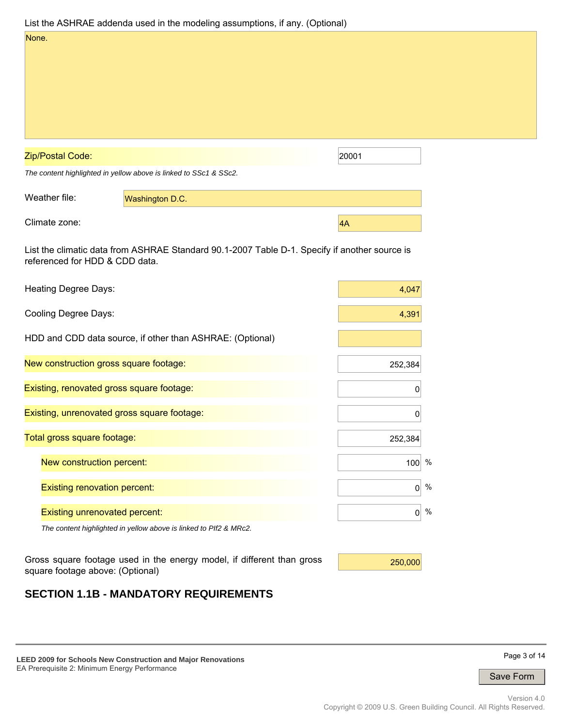List the ASHRAE addenda used in the modeling assumptions, if any. (Optional)

None.

| | |
|---|---|
| Zip/Postal Code: | 20001 |

*The content highlighted in yellow above is linked to SSc1 & SSc2.*

| | |
|---|---|
| Weather file: | Washington D.C. |
| Climate zone: | 4A |

List the climatic data from ASHRAE Standard 90.1-2007 Table D-1. Specify if another source is referenced for HDD & CDD data.

| | |
|---|---|
| Heating Degree Days: | 4,047 |
| Cooling Degree Days: | 4,391 |
| HDD and CDD data source, if other than ASHRAE: (Optional) | |
| New construction gross square footage: | 252,384 |
| Existing, renovated gross square footage: | 0 |
| Existing, unrenovated gross square footage: | 0 |
| Total gross square footage: | 252,384 |
| New construction percent: | 100 % |
| Existing renovation percent: | 0 % |
| Existing unrenovated percent: | 0 % |

*The content highlighted in yellow above is linked to PIf2 & MRc2.*

| | |
|---|---|
| Gross square footage used in the energy model, if different than gross square footage above: (Optional) | 250,000 |

## SECTION 1.1B - MANDATORY REQUIREMENTS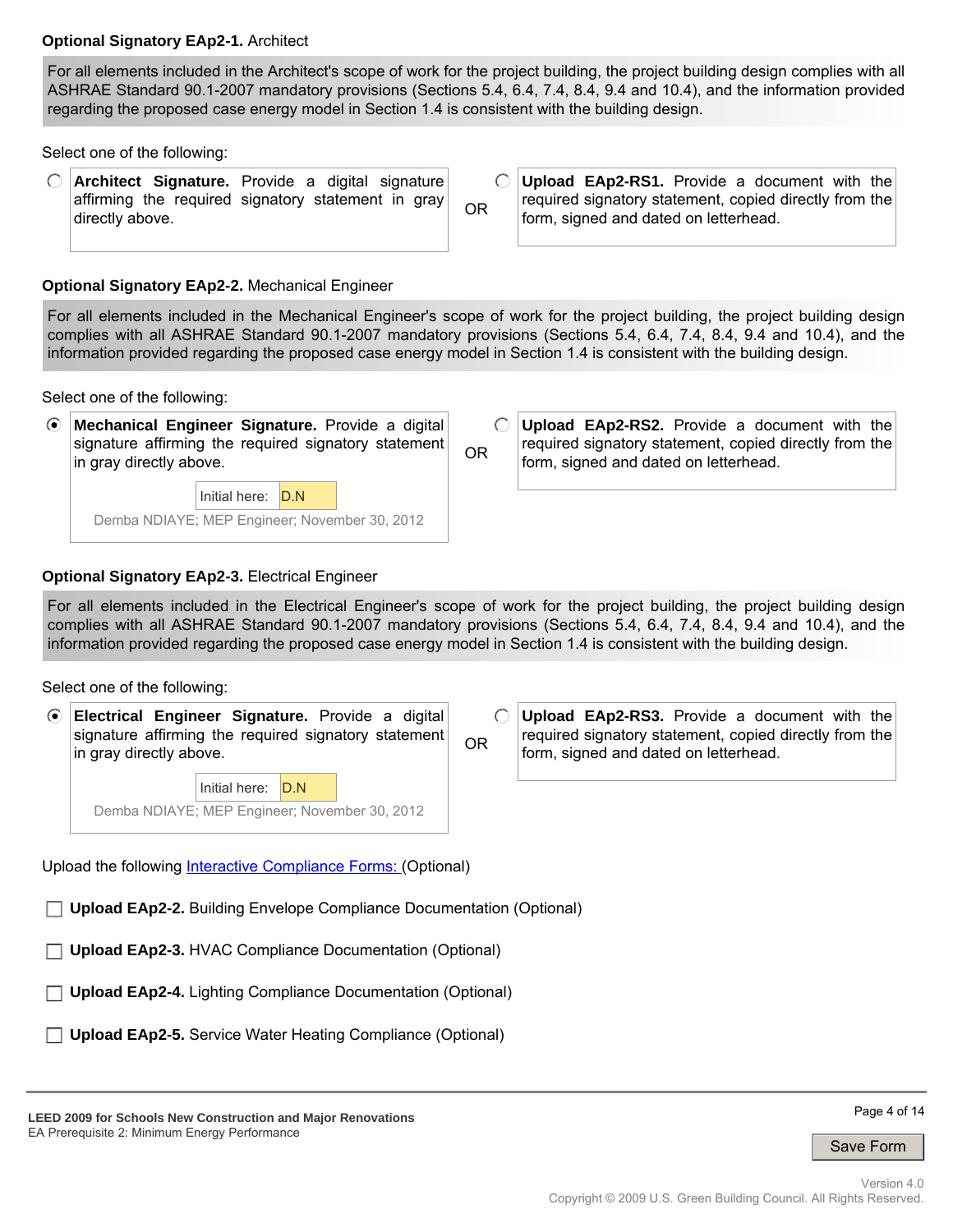**Optional Signatory EAp2-1.** Architect

For all elements included in the Architect's scope of work for the project building, the project building design complies with all ASHRAE Standard 90.1-2007 mandatory provisions (Sections 5.4, 6.4, 7.4, 8.4, 9.4 and 10.4), and the information provided regarding the proposed case energy model in Section 1.4 is consistent with the building design.

Select one of the following:

- ○ **Architect Signature.** Provide a digital signature affirming the required signatory statement in gray directly above.

OR

- ○ **Upload EAp2-RS1.** Provide a document with the required signatory statement, copied directly from the form, signed and dated on letterhead.

**Optional Signatory EAp2-2.** Mechanical Engineer

For all elements included in the Mechanical Engineer's scope of work for the project building, the project building design complies with all ASHRAE Standard 90.1-2007 mandatory provisions (Sections 5.4, 6.4, 7.4, 8.4, 9.4 and 10.4), and the information provided regarding the proposed case energy model in Section 1.4 is consistent with the building design.

Select one of the following:

- ◉ **Mechanical Engineer Signature.** Provide a digital signature affirming the required signatory statement in gray directly above.

  Initial here: D.N

  Demba NDIAYE; MEP Engineer; November 30, 2012

OR

- ○ **Upload EAp2-RS2.** Provide a document with the required signatory statement, copied directly from the form, signed and dated on letterhead.

**Optional Signatory EAp2-3.** Electrical Engineer

For all elements included in the Electrical Engineer's scope of work for the project building, the project building design complies with all ASHRAE Standard 90.1-2007 mandatory provisions (Sections 5.4, 6.4, 7.4, 8.4, 9.4 and 10.4), and the information provided regarding the proposed case energy model in Section 1.4 is consistent with the building design.

Select one of the following:

- ◉ **Electrical Engineer Signature.** Provide a digital signature affirming the required signatory statement in gray directly above.

  Initial here: D.N

  Demba NDIAYE; MEP Engineer; November 30, 2012

OR

- ○ **Upload EAp2-RS3.** Provide a document with the required signatory statement, copied directly from the form, signed and dated on letterhead.

Upload the following Interactive Compliance Forms: (Optional)

- ☐ **Upload EAp2-2.** Building Envelope Compliance Documentation (Optional)
- ☐ **Upload EAp2-3.** HVAC Compliance Documentation (Optional)
- ☐ **Upload EAp2-4.** Lighting Compliance Documentation (Optional)
- ☐ **Upload EAp2-5.** Service Water Heating Compliance (Optional)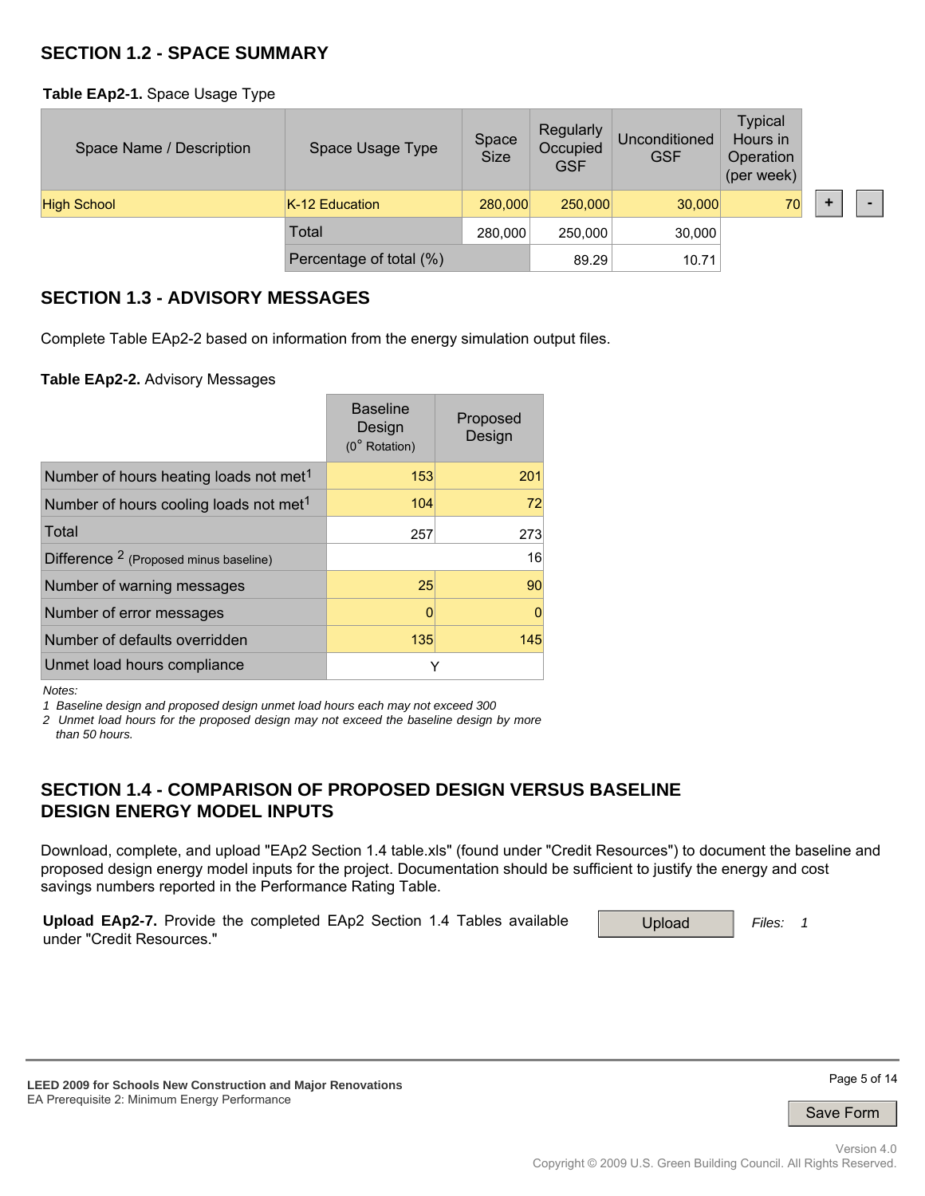## SECTION 1.2 - SPACE SUMMARY

**Table EAp2-1.** Space Usage Type

| Space Name / Description | Space Usage Type | Space Size | Regularly Occupied GSF | Unconditioned GSF | Typical Hours in Operation (per week) |
|---|---|---|---|---|---|
| High School | K-12 Education | 280,000 | 250,000 | 30,000 | 70 |
| | Total | 280,000 | 250,000 | 30,000 | |
| | Percentage of total (%) | | 89.29 | 10.71 | |

## SECTION 1.3 - ADVISORY MESSAGES

Complete Table EAp2-2 based on information from the energy simulation output files.

**Table EAp2-2.** Advisory Messages

| | Baseline Design (0° Rotation) | Proposed Design |
|---|---|---|
| Number of hours heating loads not met[1] | 153 | 201 |
| Number of hours cooling loads not met[1] | 104 | 72 |
| Total | 257 | 273 |
| Difference [2] (Proposed minus baseline) | | 16 |
| Number of warning messages | 25 | 90 |
| Number of error messages | 0 | 0 |
| Number of defaults overridden | 135 | 145 |
| Unmet load hours compliance | Y | |

*Notes:*

*1 Baseline design and proposed design unmet load hours each may not exceed 300*

*2 Unmet load hours for the proposed design may not exceed the baseline design by more than 50 hours.*

## SECTION 1.4 - COMPARISON OF PROPOSED DESIGN VERSUS BASELINE DESIGN ENERGY MODEL INPUTS

Download, complete, and upload "EAp2 Section 1.4 table.xls" (found under "Credit Resources") to document the baseline and proposed design energy model inputs for the project. Documentation should be sufficient to justify the energy and cost savings numbers reported in the Performance Rating Table.

**Upload EAp2-7.** Provide the completed EAp2 Section 1.4 Tables available under "Credit Resources."

Upload *Files: 1*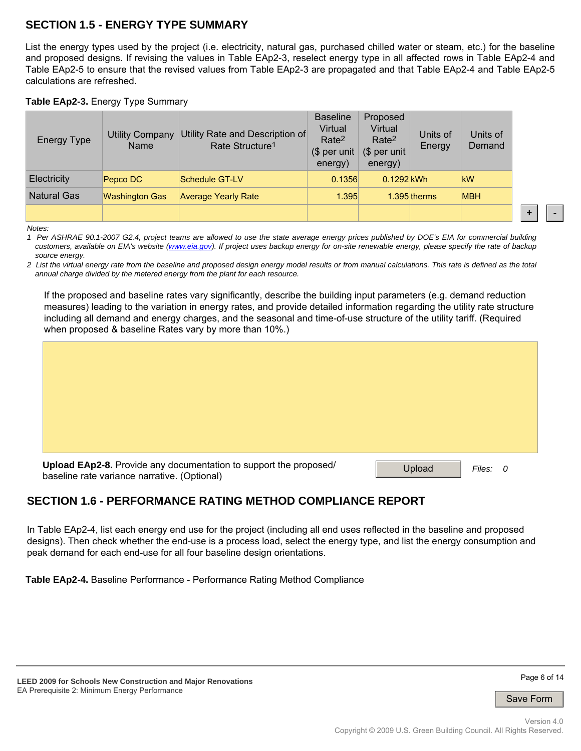## SECTION 1.5 - ENERGY TYPE SUMMARY

List the energy types used by the project (i.e. electricity, natural gas, purchased chilled water or steam, etc.) for the baseline and proposed designs. If revising the values in Table EAp2-3, reselect energy type in all affected rows in Table EAp2-4 and Table EAp2-5 to ensure that the revised values from Table EAp2-3 are propagated and that Table EAp2-4 and Table EAp2-5 calculations are refreshed.

**Table EAp2-3.** Energy Type Summary

| Energy Type | Utility Company Name | Utility Rate and Description of Rate Structure[1] | Baseline Virtual Rate[2] ($ per unit energy) | Proposed Virtual Rate[2] ($ per unit energy) | Units of Energy | Units of Demand |
|---|---|---|---|---|---|---|
| Electricity | Pepco DC | Schedule GT-LV | 0.1356 | 0.1292 | kWh | kW |
| Natural Gas | Washington Gas | Average Yearly Rate | 1.395 | 1.395 | therms | MBH |
| | | | | | | |

*Notes:*

*1 Per ASHRAE 90.1-2007 G2.4, project teams are allowed to use the state average energy prices published by DOE's EIA for commercial building customers, available on EIA's website (www.eia.gov). If project uses backup energy for on-site renewable energy, please specify the rate of backup source energy.*

*2 List the virtual energy rate from the baseline and proposed design energy model results or from manual calculations. This rate is defined as the total annual charge divided by the metered energy from the plant for each resource.*

If the proposed and baseline rates vary significantly, describe the building input parameters (e.g. demand reduction measures) leading to the variation in energy rates, and provide detailed information regarding the utility rate structure including all demand and energy charges, and the seasonal and time-of-use structure of the utility tariff. (Required when proposed & baseline Rates vary by more than 10%.)

**Upload EAp2-8.** Provide any documentation to support the proposed/ baseline rate variance narrative. (Optional)

Upload *Files: 0*

## SECTION 1.6 - PERFORMANCE RATING METHOD COMPLIANCE REPORT

In Table EAp2-4, list each energy end use for the project (including all end uses reflected in the baseline and proposed designs). Then check whether the end-use is a process load, select the energy type, and list the energy consumption and peak demand for each end-use for all four baseline design orientations.

**Table EAp2-4.** Baseline Performance - Performance Rating Method Compliance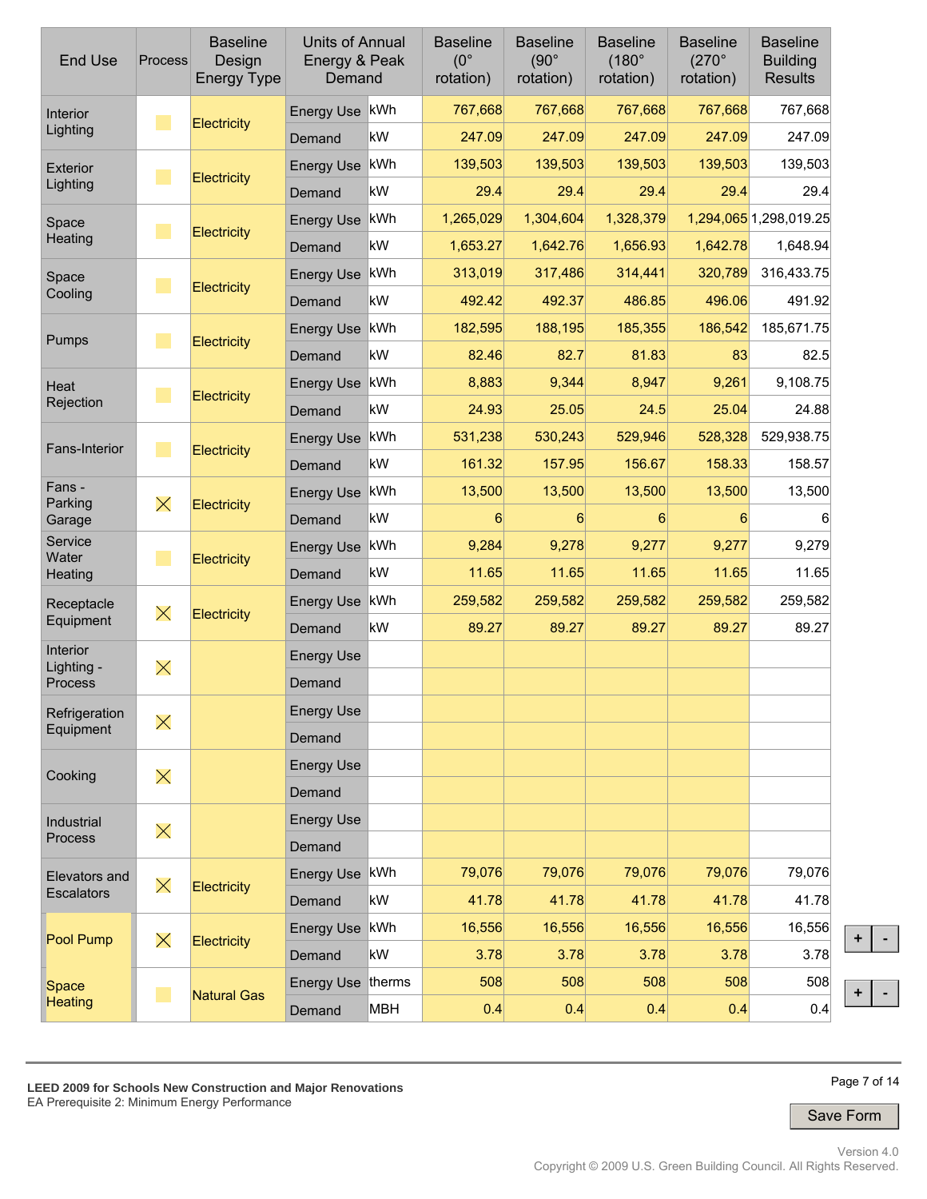| End Use | Process | Baseline Design Energy Type | Units of Annual Energy & Peak Demand | | Baseline (0° rotation) | Baseline (90° rotation) | Baseline (180° rotation) | Baseline (270° rotation) | Baseline Building Results |
|---|---|---|---|---|---|---|---|---|---|
| Interior Lighting | | Electricity | Energy Use | kWh | 767,668 | 767,668 | 767,668 | 767,668 | 767,668 |
| | | | Demand | kW | 247.09 | 247.09 | 247.09 | 247.09 | 247.09 |
| Exterior Lighting | | Electricity | Energy Use | kWh | 139,503 | 139,503 | 139,503 | 139,503 | 139,503 |
| | | | Demand | kW | 29.4 | 29.4 | 29.4 | 29.4 | 29.4 |
| Space Heating | | Electricity | Energy Use | kWh | 1,265,029 | 1,304,604 | 1,328,379 | 1,294,065 | 1,298,019.25 |
| | | | Demand | kW | 1,653.27 | 1,642.76 | 1,656.93 | 1,642.78 | 1,648.94 |
| Space Cooling | | Electricity | Energy Use | kWh | 313,019 | 317,486 | 314,441 | 320,789 | 316,433.75 |
| | | | Demand | kW | 492.42 | 492.37 | 486.85 | 496.06 | 491.92 |
| Pumps | | Electricity | Energy Use | kWh | 182,595 | 188,195 | 185,355 | 186,542 | 185,671.75 |
| | | | Demand | kW | 82.46 | 82.7 | 81.83 | 83 | 82.5 |
| Heat Rejection | | Electricity | Energy Use | kWh | 8,883 | 9,344 | 8,947 | 9,261 | 9,108.75 |
| | | | Demand | kW | 24.93 | 25.05 | 24.5 | 25.04 | 24.88 |
| Fans-Interior | | Electricity | Energy Use | kWh | 531,238 | 530,243 | 529,946 | 528,328 | 529,938.75 |
| | | | Demand | kW | 161.32 | 157.95 | 156.67 | 158.33 | 158.57 |
| Fans - Parking Garage | X | Electricity | Energy Use | kWh | 13,500 | 13,500 | 13,500 | 13,500 | 13,500 |
| | | | Demand | kW | 6 | 6 | 6 | 6 | 6 |
| Service Water Heating | | Electricity | Energy Use | kWh | 9,284 | 9,278 | 9,277 | 9,277 | 9,279 |
| | | | Demand | kW | 11.65 | 11.65 | 11.65 | 11.65 | 11.65 |
| Receptacle Equipment | X | Electricity | Energy Use | kWh | 259,582 | 259,582 | 259,582 | 259,582 | 259,582 |
| | | | Demand | kW | 89.27 | 89.27 | 89.27 | 89.27 | 89.27 |
| Interior Lighting - Process | X | | Energy Use | | | | | | |
| | | | Demand | | | | | | |
| Refrigeration Equipment | X | | Energy Use | | | | | | |
| | | | Demand | | | | | | |
| Cooking | X | | Energy Use | | | | | | |
| | | | Demand | | | | | | |
| Industrial Process | X | | Energy Use | | | | | | |
| | | | Demand | | | | | | |
| Elevators and Escalators | X | Electricity | Energy Use | kWh | 79,076 | 79,076 | 79,076 | 79,076 | 79,076 |
| | | | Demand | kW | 41.78 | 41.78 | 41.78 | 41.78 | 41.78 |
| Pool Pump | X | Electricity | Energy Use | kWh | 16,556 | 16,556 | 16,556 | 16,556 | 16,556 |
| | | | Demand | kW | 3.78 | 3.78 | 3.78 | 3.78 | 3.78 |
| Space Heating | | Natural Gas | Energy Use | therms | 508 | 508 | 508 | 508 | 508 |
| | | | Demand | MBH | 0.4 | 0.4 | 0.4 | 0.4 | 0.4 |

**LEED 2009 for Schools New Construction and Major Renovations**
EA Prerequisite 2: Minimum Energy Performance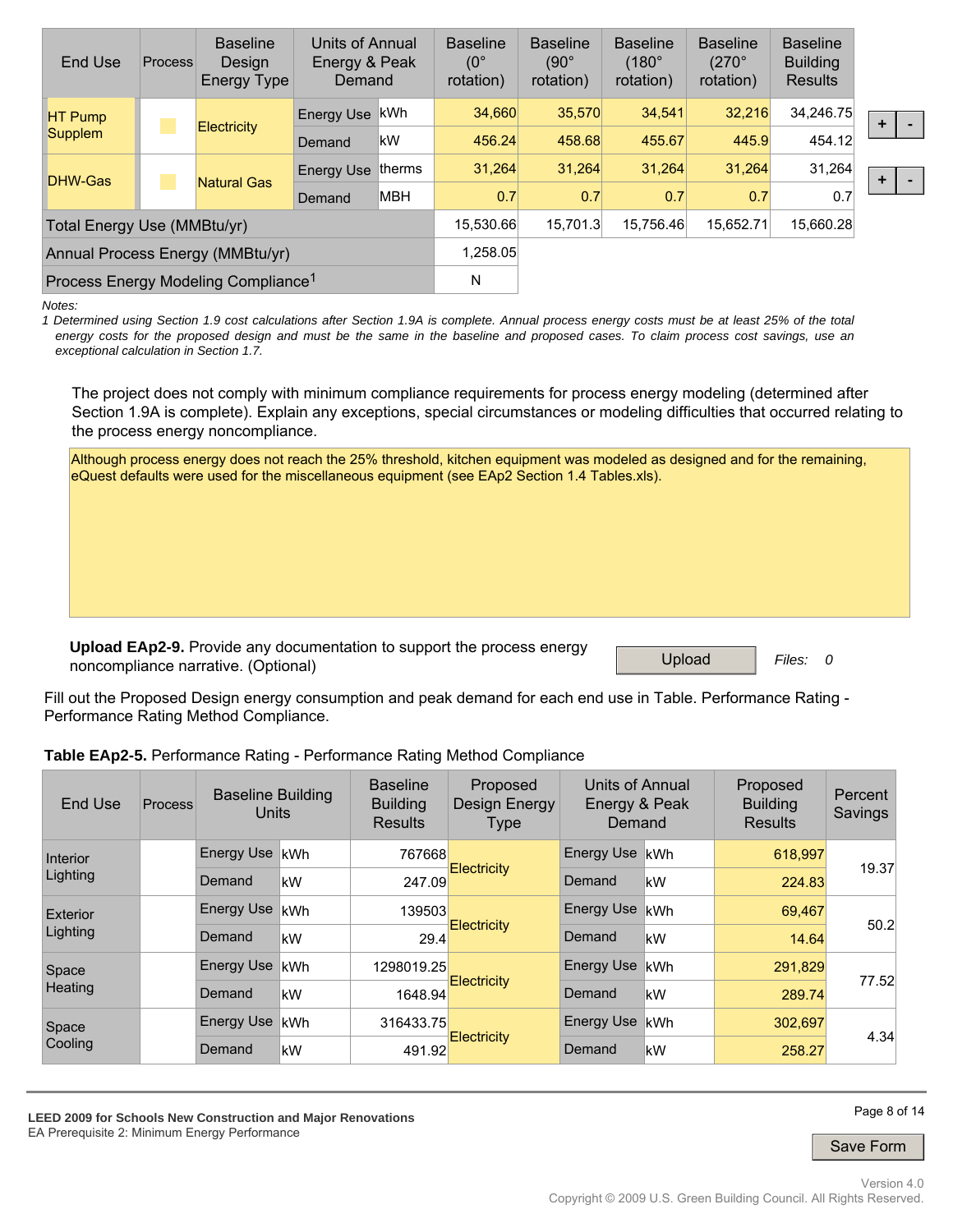| End Use | Process | Baseline Design Energy Type | Units of Annual Energy & Peak Demand | | Baseline (0° rotation) | Baseline (90° rotation) | Baseline (180° rotation) | Baseline (270° rotation) | Baseline Building Results |
|---|---|---|---|---|---|---|---|---|---|
| HT Pump Supplem | | Electricity | Energy Use | kWh | 34,660 | 35,570 | 34,541 | 32,216 | 34,246.75 |
| | | | Demand | kW | 456.24 | 458.68 | 455.67 | 445.9 | 454.12 |
| DHW-Gas | | Natural Gas | Energy Use | therms | 31,264 | 31,264 | 31,264 | 31,264 | 31,264 |
| | | | Demand | MBH | 0.7 | 0.7 | 0.7 | 0.7 | 0.7 |
| Total Energy Use (MMBtu/yr) | | | | | 15,530.66 | 15,701.3 | 15,756.46 | 15,652.71 | 15,660.28 |
| Annual Process Energy (MMBtu/yr) | | | | | 1,258.05 | | | | |
| Process Energy Modeling Compliance[1] | | | | | N | | | | |

Notes:

*1 Determined using Section 1.9 cost calculations after Section 1.9A is complete. Annual process energy costs must be at least 25% of the total energy costs for the proposed design and must be the same in the baseline and proposed cases. To claim process cost savings, use an exceptional calculation in Section 1.7.*

The project does not comply with minimum compliance requirements for process energy modeling (determined after Section 1.9A is complete). Explain any exceptions, special circumstances or modeling difficulties that occurred relating to the process energy noncompliance.

Although process energy does not reach the 25% threshold, kitchen equipment was modeled as designed and for the remaining, eQuest defaults were used for the miscellaneous equipment (see EAp2 Section 1.4 Tables.xls).

**Upload EAp2-9.** Provide any documentation to support the process energy noncompliance narrative. (Optional)

Upload *Files: 0*

Fill out the Proposed Design energy consumption and peak demand for each end use in Table. Performance Rating - Performance Rating Method Compliance.

**Table EAp2-5.** Performance Rating - Performance Rating Method Compliance

| End Use | Process | Baseline Building Units | | Baseline Building Results | Proposed Design Energy Type | Units of Annual Energy & Peak Demand | | Proposed Building Results | Percent Savings |
|---|---|---|---|---|---|---|---|---|---|
| Interior Lighting | | Energy Use | kWh | 767668 | Electricity | Energy Use | kWh | 618,997 | 19.37 |
| | | Demand | kW | 247.09 | | Demand | kW | 224.83 | |
| Exterior Lighting | | Energy Use | kWh | 139503 | Electricity | Energy Use | kWh | 69,467 | 50.2 |
| | | Demand | kW | 29.4 | | Demand | kW | 14.64 | |
| Space Heating | | Energy Use | kWh | 1298019.25 | Electricity | Energy Use | kWh | 291,829 | 77.52 |
| | | Demand | kW | 1648.94 | | Demand | kW | 289.74 | |
| Space Cooling | | Energy Use | kWh | 316433.75 | Electricity | Energy Use | kWh | 302,697 | 4.34 |
| | | Demand | kW | 491.92 | | Demand | kW | 258.27 | |

**LEED 2009 for Schools New Construction and Major Renovations**
EA Prerequisite 2: Minimum Energy Performance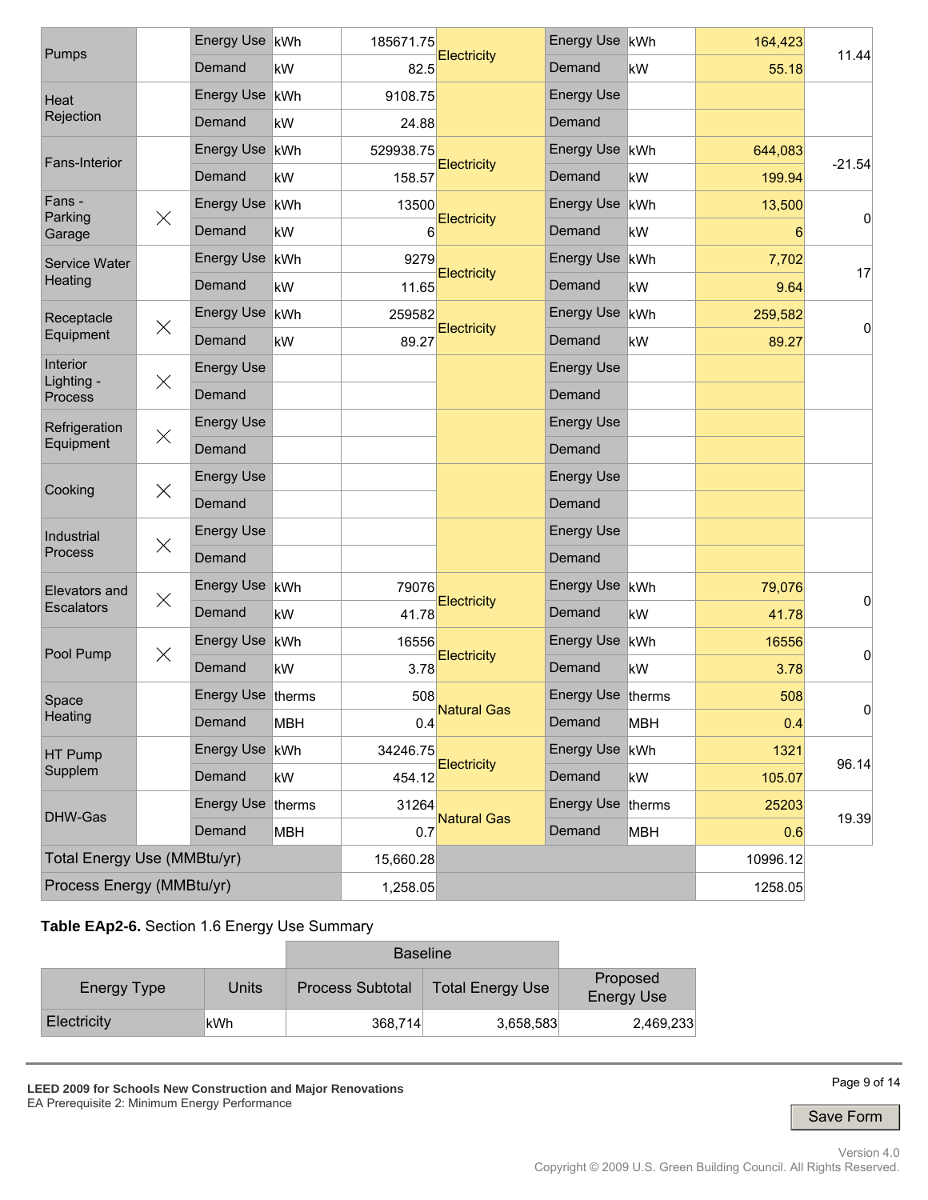| End Use | Process | | Units | Baseline | Fuel Type | | Units | Proposed | Percent Savings |
|---|---|---|---|---|---|---|---|---|---|
| Pumps | | Energy Use | kWh | 185671.75 | Electricity | Energy Use | kWh | 164,423 | 11.44 |
| | | Demand | kW | 82.5 | | Demand | kW | 55.18 | |
| Heat Rejection | | Energy Use | kWh | 9108.75 | | Energy Use | | | |
| | | Demand | kW | 24.88 | | Demand | | | |
| Fans-Interior | | Energy Use | kWh | 529938.75 | Electricity | Energy Use | kWh | 644,083 | -21.54 |
| | | Demand | kW | 158.57 | | Demand | kW | 199.94 | |
| Fans - Parking Garage | X | Energy Use | kWh | 13500 | Electricity | Energy Use | kWh | 13,500 | 0 |
| | | Demand | kW | 6 | | Demand | kW | 6 | |
| Service Water Heating | | Energy Use | kWh | 9279 | Electricity | Energy Use | kWh | 7,702 | 17 |
| | | Demand | kW | 11.65 | | Demand | kW | 9.64 | |
| Receptacle Equipment | X | Energy Use | kWh | 259582 | Electricity | Energy Use | kWh | 259,582 | 0 |
| | | Demand | kW | 89.27 | | Demand | kW | 89.27 | |
| Interior Lighting - Process | X | Energy Use | | | | Energy Use | | | |
| | | Demand | | | | Demand | | | |
| Refrigeration Equipment | X | Energy Use | | | | Energy Use | | | |
| | | Demand | | | | Demand | | | |
| Cooking | X | Energy Use | | | | Energy Use | | | |
| | | Demand | | | | Demand | | | |
| Industrial Process | X | Energy Use | | | | Energy Use | | | |
| | | Demand | | | | Demand | | | |
| Elevators and Escalators | X | Energy Use | kWh | 79076 | Electricity | Energy Use | kWh | 79,076 | 0 |
| | | Demand | kW | 41.78 | | Demand | kW | 41.78 | |
| Pool Pump | X | Energy Use | kWh | 16556 | Electricity | Energy Use | kWh | 16556 | 0 |
| | | Demand | kW | 3.78 | | Demand | kW | 3.78 | |
| Space Heating | | Energy Use | therms | 508 | Natural Gas | Energy Use | therms | 508 | 0 |
| | | Demand | MBH | 0.4 | | Demand | MBH | 0.4 | |
| HT Pump Supplem | | Energy Use | kWh | 34246.75 | Electricity | Energy Use | kWh | 1321 | 96.14 |
| | | Demand | kW | 454.12 | | Demand | kW | 105.07 | |
| DHW-Gas | | Energy Use | therms | 31264 | Natural Gas | Energy Use | therms | 25203 | 19.39 |
| | | Demand | MBH | 0.7 | | Demand | MBH | 0.6 | |
| Total Energy Use (MMBtu/yr) | | | | 15,660.28 | | | | 10996.12 | |
| Process Energy (MMBtu/yr) | | | | 1,258.05 | | | | 1258.05 | |

**Table EAp2-6.** Section 1.6 Energy Use Summary

| Energy Type | Units | Baseline | | Proposed Energy Use |
|---|---|---|---|---|
| | | Process Subtotal | Total Energy Use | |
| Electricity | kWh | 368,714 | 3,658,583 | 2,469,233 |

**LEED 2009 for Schools New Construction and Major Renovations**
EA Prerequisite 2: Minimum Energy Performance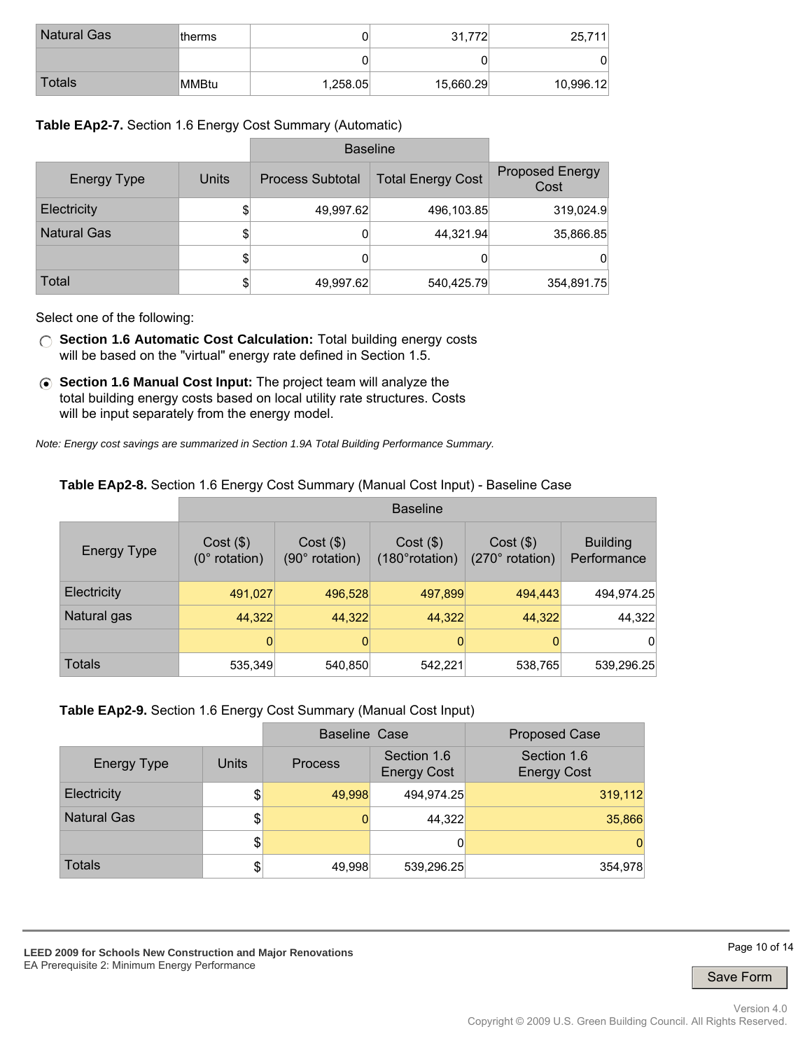| Natural Gas | therms | 0 | 31,772 | 25,711 |
|---|---|---|---|---|
| | | 0 | 0 | 0 |
| Totals | MMBtu | 1,258.05 | 15,660.29 | 10,996.12 |

**Table EAp2-7.** Section 1.6 Energy Cost Summary (Automatic)

| | | Baseline | | |
|---|---|---|---|---|
| Energy Type | Units | Process Subtotal | Total Energy Cost | Proposed Energy Cost |
| Electricity | $ | 49,997.62 | 496,103.85 | 319,024.9 |
| Natural Gas | $ | 0 | 44,321.94 | 35,866.85 |
| | $ | 0 | 0 | 0 |
| Total | $ | 49,997.62 | 540,425.79 | 354,891.75 |

Select one of the following:

- ○ **Section 1.6 Automatic Cost Calculation:** Total building energy costs will be based on the "virtual" energy rate defined in Section 1.5.
- ◉ **Section 1.6 Manual Cost Input:** The project team will analyze the total building energy costs based on local utility rate structures. Costs will be input separately from the energy model.

*Note: Energy cost savings are summarized in Section 1.9A Total Building Performance Summary.*

**Table EAp2-8.** Section 1.6 Energy Cost Summary (Manual Cost Input) - Baseline Case

| | Baseline | | | | |
|---|---|---|---|---|---|
| Energy Type | Cost ($) (0° rotation) | Cost ($) (90° rotation) | Cost ($) (180°rotation) | Cost ($) (270° rotation) | Building Performance |
| Electricity | 491,027 | 496,528 | 497,899 | 494,443 | 494,974.25 |
| Natural gas | 44,322 | 44,322 | 44,322 | 44,322 | 44,322 |
| | 0 | 0 | 0 | 0 | 0 |
| Totals | 535,349 | 540,850 | 542,221 | 538,765 | 539,296.25 |

**Table EAp2-9.** Section 1.6 Energy Cost Summary (Manual Cost Input)

| | | Baseline Case | | Proposed Case |
|---|---|---|---|---|
| Energy Type | Units | Process | Section 1.6 Energy Cost | Section 1.6 Energy Cost |
| Electricity | $ | 49,998 | 494,974.25 | 319,112 |
| Natural Gas | $ | 0 | 44,322 | 35,866 |
| | $ | | 0 | 0 |
| Totals | $ | 49,998 | 539,296.25 | 354,978 |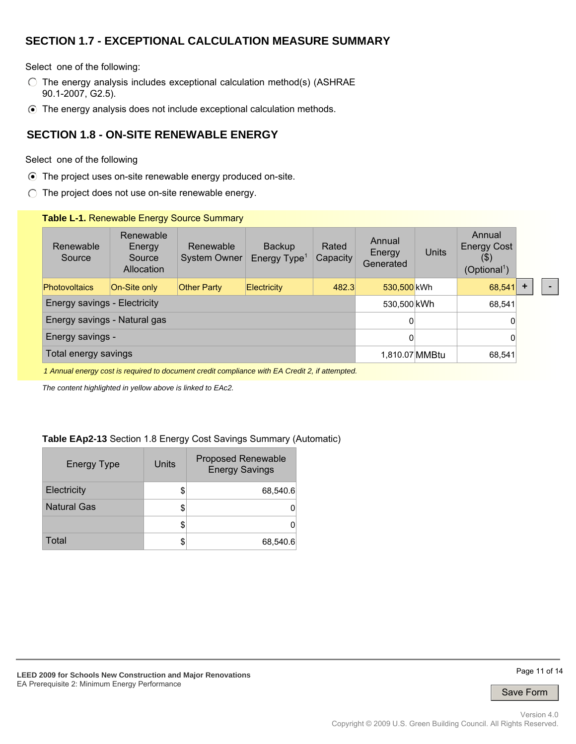## SECTION 1.7 - EXCEPTIONAL CALCULATION MEASURE SUMMARY

Select one of the following:

- ○ The energy analysis includes exceptional calculation method(s) (ASHRAE 90.1-2007, G2.5).
- ◉ The energy analysis does not include exceptional calculation methods.

## SECTION 1.8 - ON-SITE RENEWABLE ENERGY

Select one of the following

- ◉ The project uses on-site renewable energy produced on-site.
- ○ The project does not use on-site renewable energy.

**Table L-1.** Renewable Energy Source Summary

| Renewable Source | Renewable Energy Source Allocation | Renewable System Owner | Backup Energy Type[1] | Rated Capacity | Annual Energy Generated | Units | Annual Energy Cost ($) (Optional[1]) |
|---|---|---|---|---|---|---|---|
| Photovoltaics | On-Site only | Other Party | Electricity | 482.3 | 530,500 | kWh | 68,541 |
| Energy savings - Electricity | | | | | 530,500 | kWh | 68,541 |
| Energy savings - Natural gas | | | | | 0 | | 0 |
| Energy savings - | | | | | 0 | | 0 |
| Total energy savings | | | | | 1,810.07 | MMBtu | 68,541 |

*1 Annual energy cost is required to document credit compliance with EA Credit 2, if attempted.*

*The content highlighted in yellow above is linked to EAc2.*

**Table EAp2-13** Section 1.8 Energy Cost Savings Summary (Automatic)

| Energy Type | Units | Proposed Renewable Energy Savings |
|---|---|---|
| Electricity | $ | 68,540.6 |
| Natural Gas | $ | 0 |
| | $ | 0 |
| Total | $ | 68,540.6 |

**LEED 2009 for Schools New Construction and Major Renovations**
EA Prerequisite 2: Minimum Energy Performance

Version 4.0
Copyright © 2009 U.S. Green Building Council. All Rights Reserved.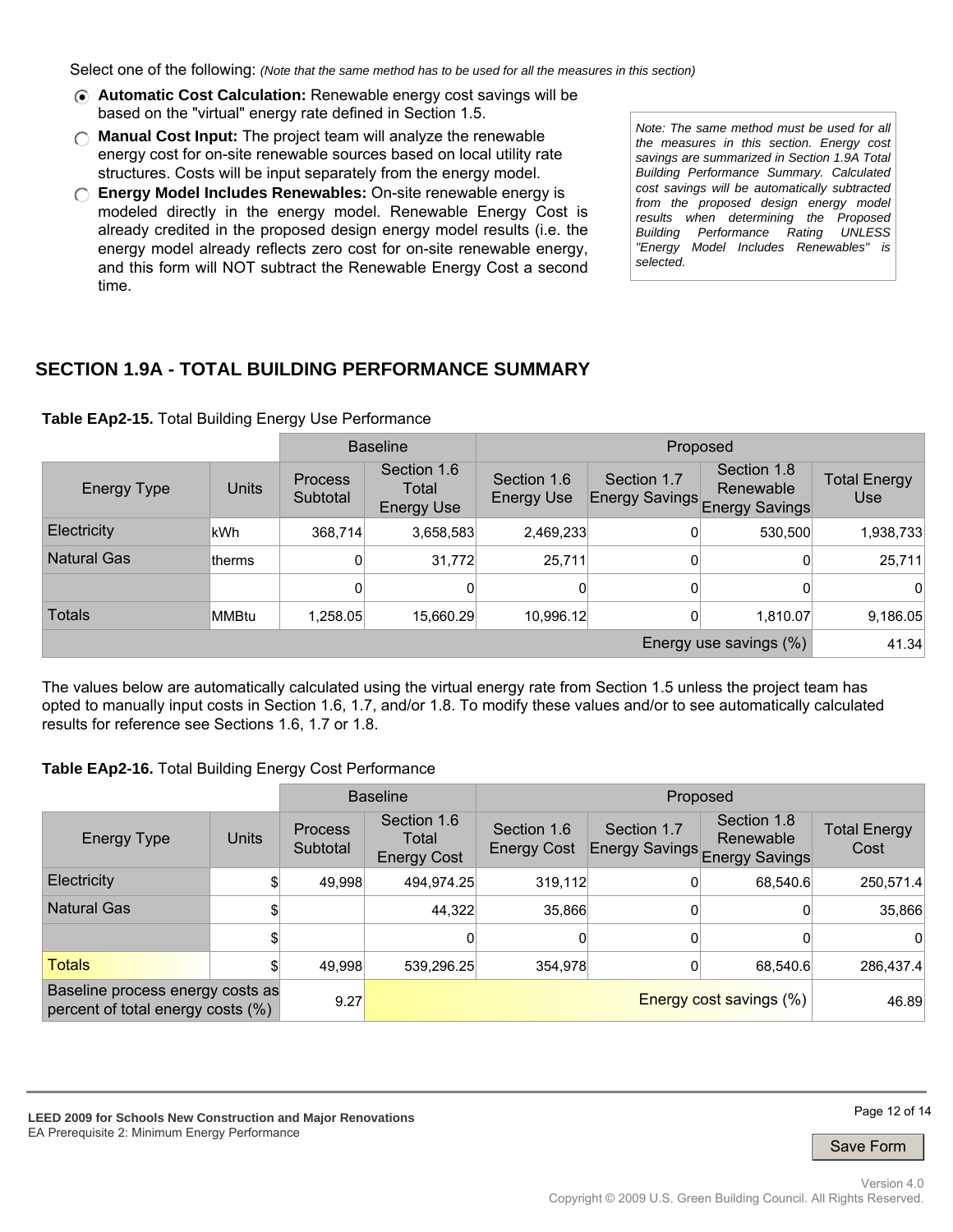Select one of the following: *(Note that the same method has to be used for all the measures in this section)*

- (●) **Automatic Cost Calculation:** Renewable energy cost savings will be based on the "virtual" energy rate defined in Section 1.5.
- ( ) **Manual Cost Input:** The project team will analyze the renewable energy cost for on-site renewable sources based on local utility rate structures. Costs will be input separately from the energy model.
- ( ) **Energy Model Includes Renewables:** On-site renewable energy is modeled directly in the energy model. Renewable Energy Cost is already credited in the proposed design energy model results (i.e. the energy model already reflects zero cost for on-site renewable energy, and this form will NOT subtract the Renewable Energy Cost a second time.

*Note: The same method must be used for all the measures in this section. Energy cost savings are summarized in Section 1.9A Total Building Performance Summary. Calculated cost savings will be automatically subtracted from the proposed design energy model results when determining the Proposed Building Performance Rating UNLESS "Energy Model Includes Renewables" is selected.*

## SECTION 1.9A - TOTAL BUILDING PERFORMANCE SUMMARY

**Table EAp2-15.** Total Building Energy Use Performance

| | | Baseline | | Proposed | | | |
|---|---|---|---|---|---|---|---|
| Energy Type | Units | Process Subtotal | Section 1.6 Total Energy Use | Section 1.6 Energy Use | Section 1.7 Energy Savings | Section 1.8 Renewable Energy Savings | Total Energy Use |
| Electricity | kWh | 368,714 | 3,658,583 | 2,469,233 | 0 | 530,500 | 1,938,733 |
| Natural Gas | therms | 0 | 31,772 | 25,711 | 0 | 0 | 25,711 |
| | | 0 | 0 | 0 | 0 | 0 | 0 |
| Totals | MMBtu | 1,258.05 | 15,660.29 | 10,996.12 | 0 | 1,810.07 | 9,186.05 |
| | | | | | | Energy use savings (%) | 41.34 |

The values below are automatically calculated using the virtual energy rate from Section 1.5 unless the project team has opted to manually input costs in Section 1.6, 1.7, and/or 1.8. To modify these values and/or to see automatically calculated results for reference see Sections 1.6, 1.7 or 1.8.

**Table EAp2-16.** Total Building Energy Cost Performance

| | | Baseline | | Proposed | | | |
|---|---|---|---|---|---|---|---|
| Energy Type | Units | Process Subtotal | Section 1.6 Total Energy Cost | Section 1.6 Energy Cost | Section 1.7 Energy Savings | Section 1.8 Renewable Energy Savings | Total Energy Cost |
| Electricity | $ | 49,998 | 494,974.25 | 319,112 | 0 | 68,540.6 | 250,571.4 |
| Natural Gas | $ | | 44,322 | 35,866 | 0 | 0 | 35,866 |
| | $ | | 0 | 0 | 0 | 0 | 0 |
| Totals | $ | 49,998 | 539,296.25 | 354,978 | 0 | 68,540.6 | 286,437.4 |
| Baseline process energy costs as percent of total energy costs (%) | | 9.27 | | | | Energy cost savings (%) | 46.89 |

**LEED 2009 for Schools New Construction and Major Renovations**
EA Prerequisite 2: Minimum Energy Performance

Save Form

Version 4.0
Copyright © 2009 U.S. Green Building Council. All Rights Reserved.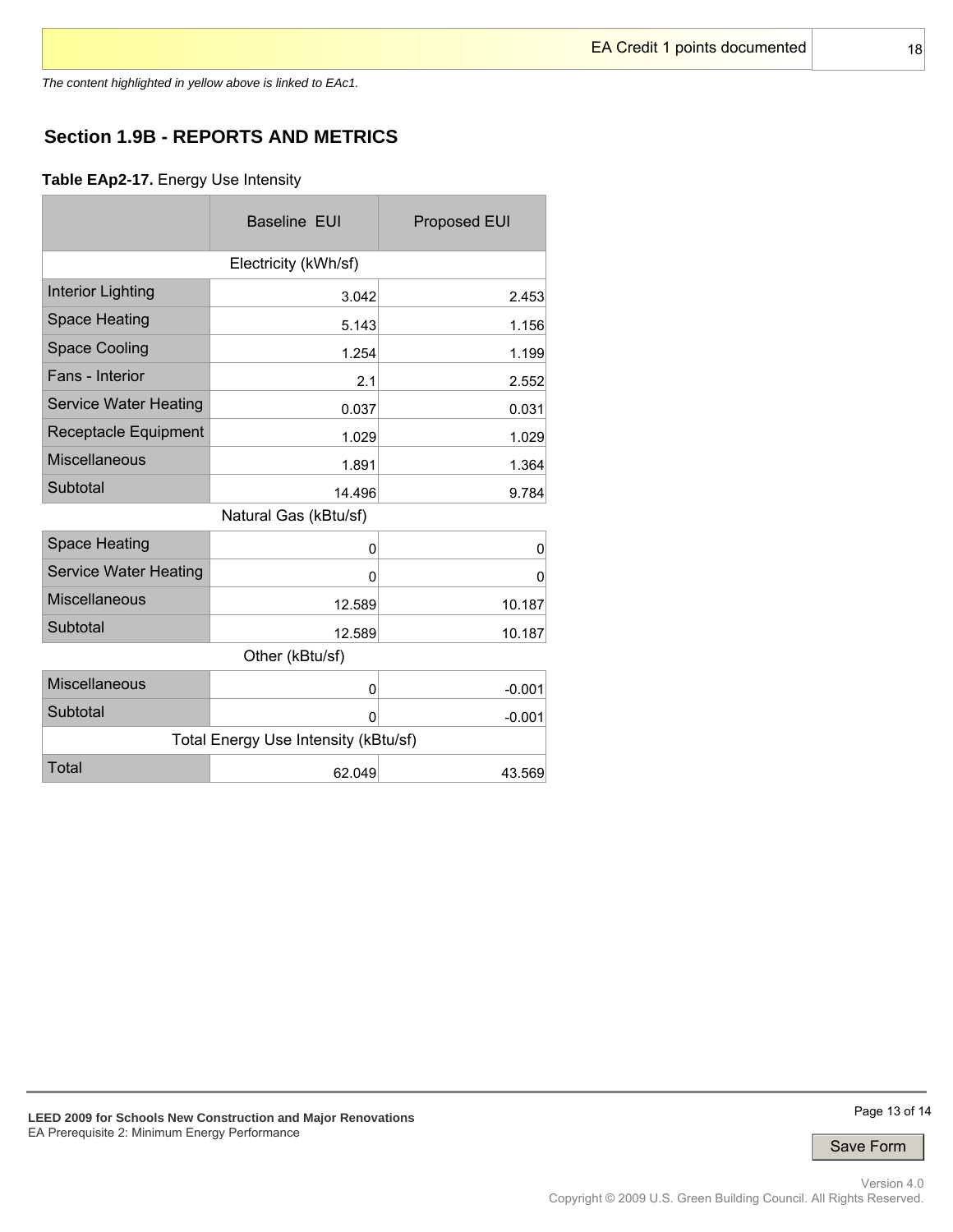| EA Credit 1 points documented | 18 |
| --- | --- |

*The content highlighted in yellow above is linked to EAc1.*

## Section 1.9B - REPORTS AND METRICS

**Table EAp2-17.** Energy Use Intensity

| | Baseline EUI | Proposed EUI |
| --- | --- | --- |
| **Electricity (kWh/sf)** | | |
| Interior Lighting | 3.042 | 2.453 |
| Space Heating | 5.143 | 1.156 |
| Space Cooling | 1.254 | 1.199 |
| Fans - Interior | 2.1 | 2.552 |
| Service Water Heating | 0.037 | 0.031 |
| Receptacle Equipment | 1.029 | 1.029 |
| Miscellaneous | 1.891 | 1.364 |
| Subtotal | 14.496 | 9.784 |
| **Natural Gas (kBtu/sf)** | | |
| Space Heating | 0 | 0 |
| Service Water Heating | 0 | 0 |
| Miscellaneous | 12.589 | 10.187 |
| Subtotal | 12.589 | 10.187 |
| **Other (kBtu/sf)** | | |
| Miscellaneous | 0 | -0.001 |
| Subtotal | 0 | -0.001 |
| **Total Energy Use Intensity (kBtu/sf)** | | |
| Total | 62.049 | 43.569 |

**LEED 2009 for Schools New Construction and Major Renovations**
EA Prerequisite 2: Minimum Energy Performance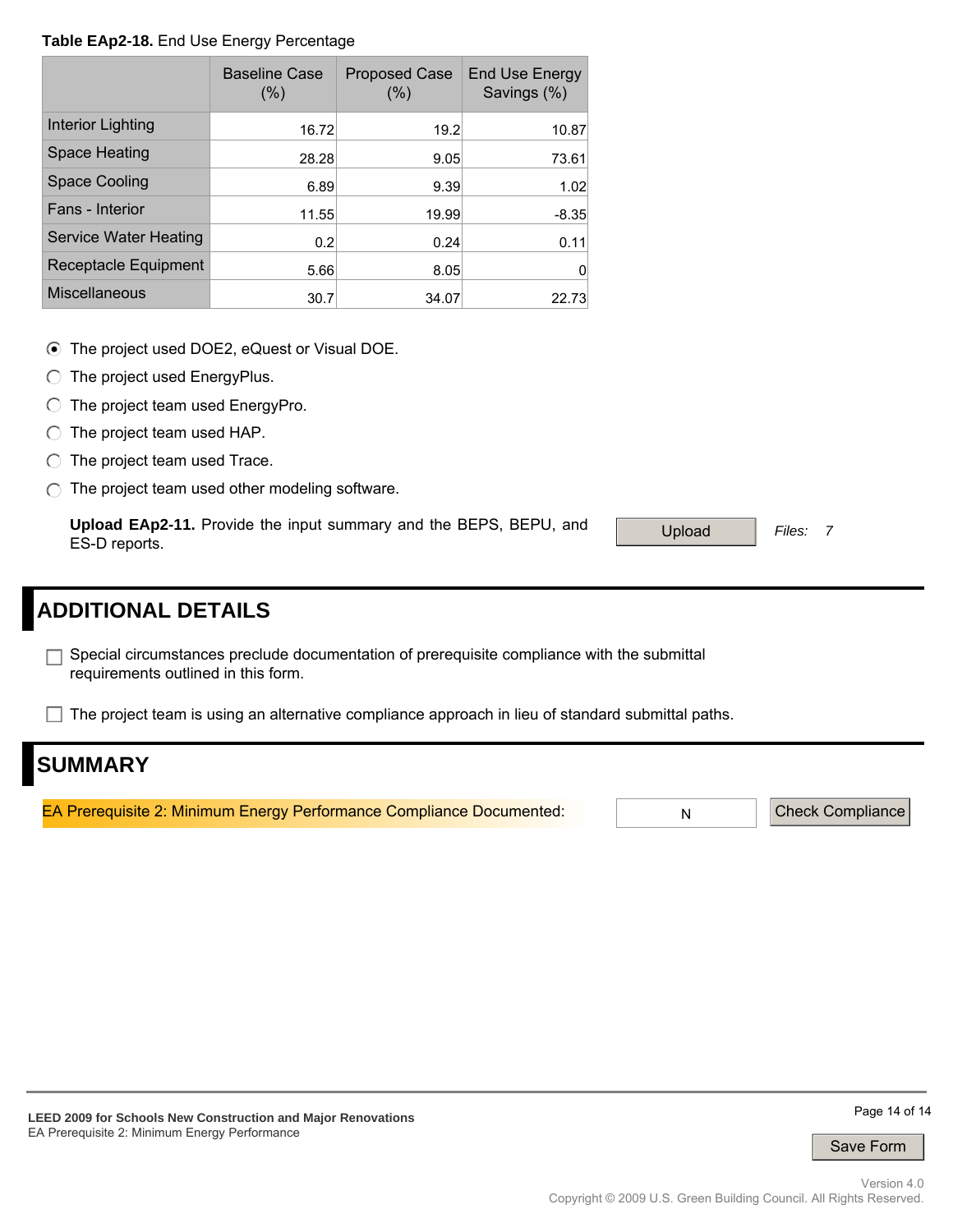**Table EAp2-18.** End Use Energy Percentage

| | Baseline Case (%) | Proposed Case (%) | End Use Energy Savings (%) |
|---|---|---|---|
| Interior Lighting | 16.72 | 19.2 | 10.87 |
| Space Heating | 28.28 | 9.05 | 73.61 |
| Space Cooling | 6.89 | 9.39 | 1.02 |
| Fans - Interior | 11.55 | 19.99 | -8.35 |
| Service Water Heating | 0.2 | 0.24 | 0.11 |
| Receptacle Equipment | 5.66 | 8.05 | 0 |
| Miscellaneous | 30.7 | 34.07 | 22.73 |

- (●) The project used DOE2, eQuest or Visual DOE.
- ( ) The project used EnergyPlus.
- ( ) The project team used EnergyPro.
- ( ) The project team used HAP.
- ( ) The project team used Trace.
- ( ) The project team used other modeling software.

**Upload EAp2-11.** Provide the input summary and the BEPS, BEPU, and ES-D reports. Upload *Files: 7*

## ADDITIONAL DETAILS

- [ ] Special circumstances preclude documentation of prerequisite compliance with the submittal requirements outlined in this form.
- [ ] The project team is using an alternative compliance approach in lieu of standard submittal paths.

## SUMMARY

EA Prerequisite 2: Minimum Energy Performance Compliance Documented: N Check Compliance

**LEED 2009 for Schools New Construction and Major Renovations**
EA Prerequisite 2: Minimum Energy Performance

Save Form

Version 4.0
Copyright © 2009 U.S. Green Building Council. All Rights Reserved.